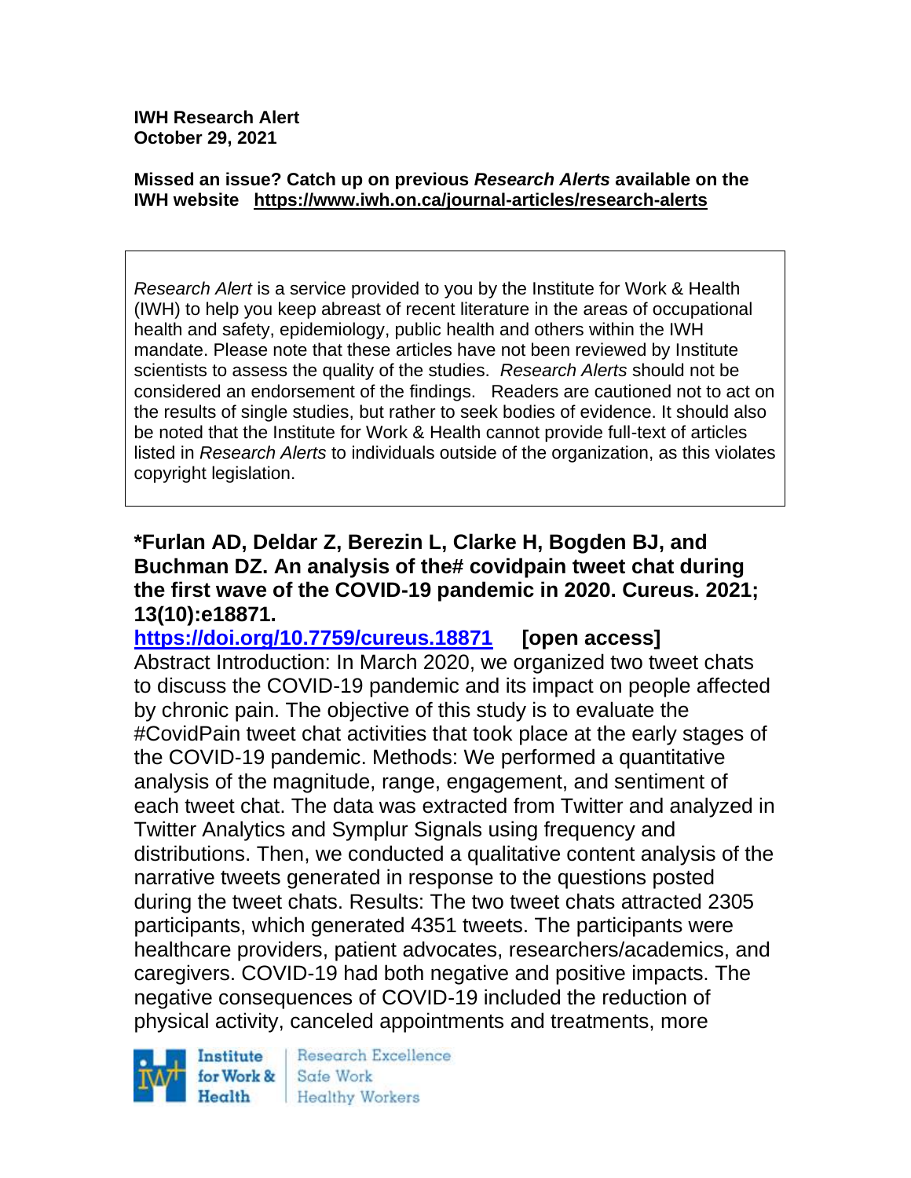**IWH Research Alert**
**October 29, 2021**

**Missed an issue? Catch up on previous *Research Alerts* available on the IWH website https://www.iwh.on.ca/journal-articles/research-alerts**

*Research Alert* is a service provided to you by the Institute for Work & Health (IWH) to help you keep abreast of recent literature in the areas of occupational health and safety, epidemiology, public health and others within the IWH mandate. Please note that these articles have not been reviewed by Institute scientists to assess the quality of the studies. *Research Alerts* should not be considered an endorsement of the findings. Readers are cautioned not to act on the results of single studies, but rather to seek bodies of evidence. It should also be noted that the Institute for Work & Health cannot provide full-text of articles listed in *Research Alerts* to individuals outside of the organization, as this violates copyright legislation.

**\*Furlan AD, Deldar Z, Berezin L, Clarke H, Bogden BJ, and Buchman DZ. An analysis of the# covidpain tweet chat during the first wave of the COVID-19 pandemic in 2020. Cureus. 2021; 13(10):e18871.**

**https://doi.org/10.7759/cureus.18871 [open access]**

Abstract Introduction: In March 2020, we organized two tweet chats to discuss the COVID-19 pandemic and its impact on people affected by chronic pain. The objective of this study is to evaluate the #CovidPain tweet chat activities that took place at the early stages of the COVID-19 pandemic. Methods: We performed a quantitative analysis of the magnitude, range, engagement, and sentiment of each tweet chat. The data was extracted from Twitter and analyzed in Twitter Analytics and Symplur Signals using frequency and distributions. Then, we conducted a qualitative content analysis of the narrative tweets generated in response to the questions posted during the tweet chats. Results: The two tweet chats attracted 2305 participants, which generated 4351 tweets. The participants were healthcare providers, patient advocates, researchers/academics, and caregivers. COVID-19 had both negative and positive impacts. The negative consequences of COVID-19 included the reduction of physical activity, canceled appointments and treatments, more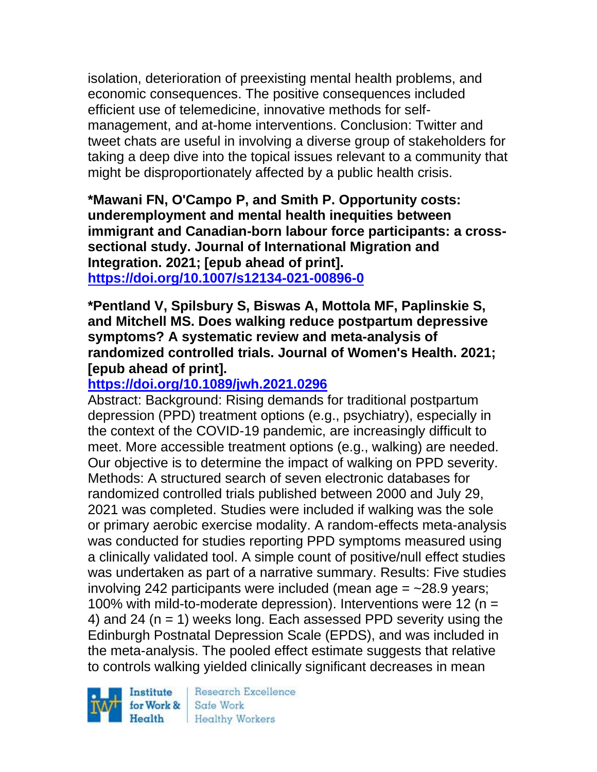isolation, deterioration of preexisting mental health problems, and economic consequences. The positive consequences included efficient use of telemedicine, innovative methods for self-management, and at-home interventions. Conclusion: Twitter and tweet chats are useful in involving a diverse group of stakeholders for taking a deep dive into the topical issues relevant to a community that might be disproportionately affected by a public health crisis.

**\*Mawani FN, O'Campo P, and Smith P. Opportunity costs: underemployment and mental health inequities between immigrant and Canadian-born labour force participants: a cross-sectional study. Journal of International Migration and Integration. 2021; [epub ahead of print].**
**https://doi.org/10.1007/s12134-021-00896-0**

**\*Pentland V, Spilsbury S, Biswas A, Mottola MF, Paplinskie S, and Mitchell MS. Does walking reduce postpartum depressive symptoms? A systematic review and meta-analysis of randomized controlled trials. Journal of Women's Health. 2021; [epub ahead of print].**
**https://doi.org/10.1089/jwh.2021.0296**

Abstract: Background: Rising demands for traditional postpartum depression (PPD) treatment options (e.g., psychiatry), especially in the context of the COVID-19 pandemic, are increasingly difficult to meet. More accessible treatment options (e.g., walking) are needed. Our objective is to determine the impact of walking on PPD severity. Methods: A structured search of seven electronic databases for randomized controlled trials published between 2000 and July 29, 2021 was completed. Studies were included if walking was the sole or primary aerobic exercise modality. A random-effects meta-analysis was conducted for studies reporting PPD symptoms measured using a clinically validated tool. A simple count of positive/null effect studies was undertaken as part of a narrative summary. Results: Five studies involving 242 participants were included (mean age = ~28.9 years; 100% with mild-to-moderate depression). Interventions were 12 (n = 4) and 24 (n = 1) weeks long. Each assessed PPD severity using the Edinburgh Postnatal Depression Scale (EPDS), and was included in the meta-analysis. The pooled effect estimate suggests that relative to controls walking yielded clinically significant decreases in mean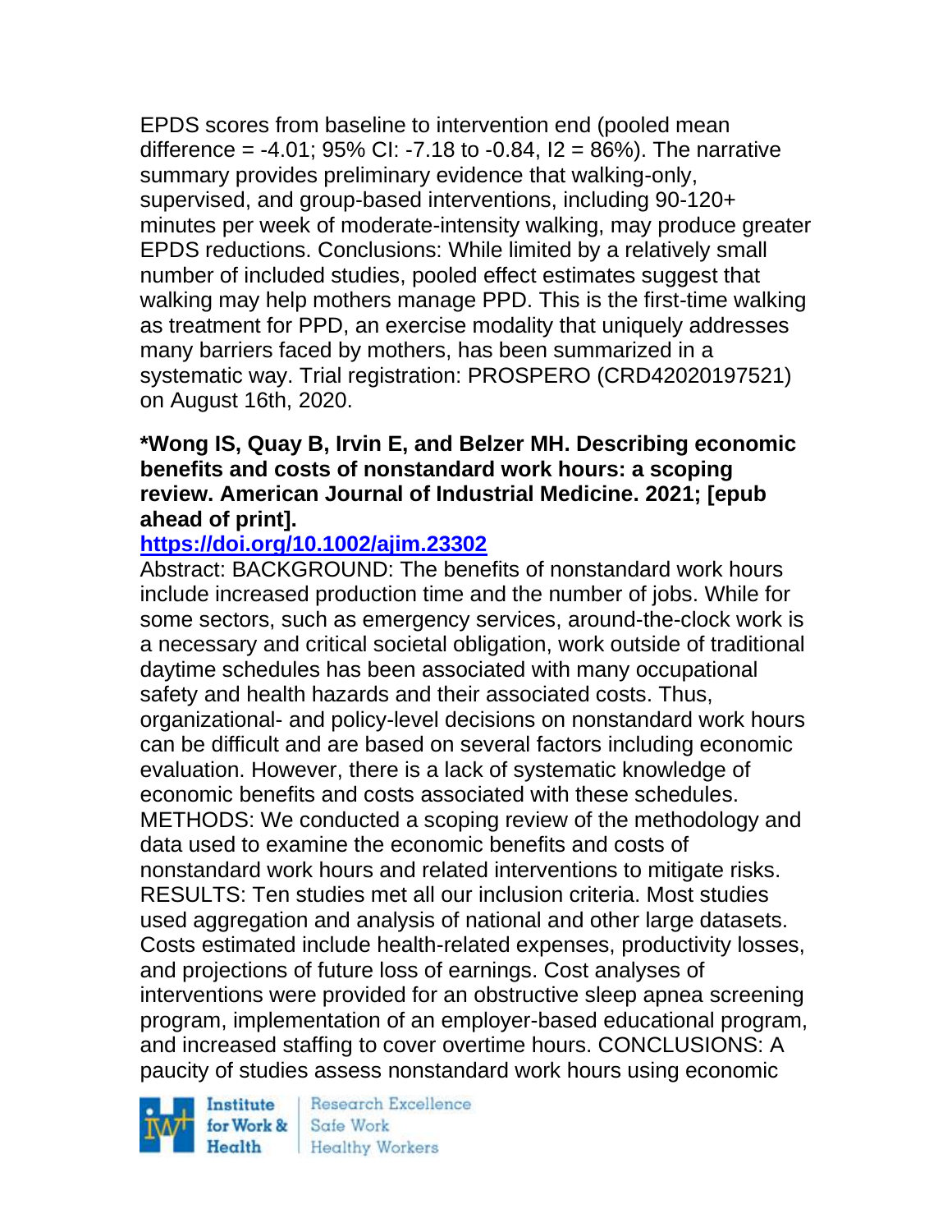EPDS scores from baseline to intervention end (pooled mean difference = -4.01; 95% CI: -7.18 to -0.84, $I^2$ = 86%). The narrative summary provides preliminary evidence that walking-only, supervised, and group-based interventions, including 90-120+ minutes per week of moderate-intensity walking, may produce greater EPDS reductions. Conclusions: While limited by a relatively small number of included studies, pooled effect estimates suggest that walking may help mothers manage PPD. This is the first-time walking as treatment for PPD, an exercise modality that uniquely addresses many barriers faced by mothers, has been summarized in a systematic way. Trial registration: PROSPERO (CRD42020197521) on August 16th, 2020.

**\*Wong IS, Quay B, Irvin E, and Belzer MH. Describing economic benefits and costs of nonstandard work hours: a scoping review. American Journal of Industrial Medicine. 2021; [epub ahead of print].**

**https://doi.org/10.1002/ajim.23302**

Abstract: BACKGROUND: The benefits of nonstandard work hours include increased production time and the number of jobs. While for some sectors, such as emergency services, around-the-clock work is a necessary and critical societal obligation, work outside of traditional daytime schedules has been associated with many occupational safety and health hazards and their associated costs. Thus, organizational- and policy-level decisions on nonstandard work hours can be difficult and are based on several factors including economic evaluation. However, there is a lack of systematic knowledge of economic benefits and costs associated with these schedules. METHODS: We conducted a scoping review of the methodology and data used to examine the economic benefits and costs of nonstandard work hours and related interventions to mitigate risks. RESULTS: Ten studies met all our inclusion criteria. Most studies used aggregation and analysis of national and other large datasets. Costs estimated include health-related expenses, productivity losses, and projections of future loss of earnings. Cost analyses of interventions were provided for an obstructive sleep apnea screening program, implementation of an employer-based educational program, and increased staffing to cover overtime hours. CONCLUSIONS: A paucity of studies assess nonstandard work hours using economic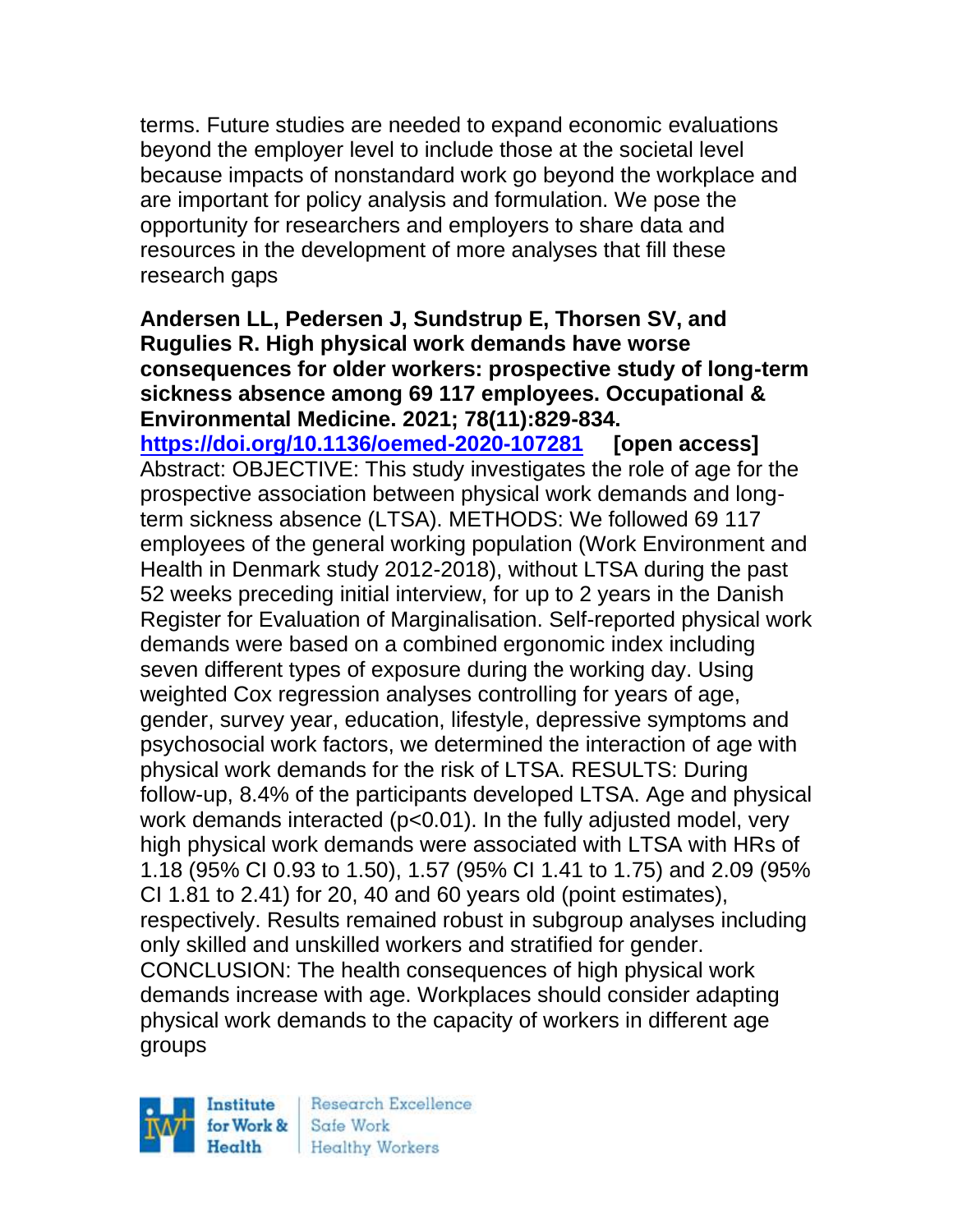terms. Future studies are needed to expand economic evaluations beyond the employer level to include those at the societal level because impacts of nonstandard work go beyond the workplace and are important for policy analysis and formulation. We pose the opportunity for researchers and employers to share data and resources in the development of more analyses that fill these research gaps

**Andersen LL, Pedersen J, Sundstrup E, Thorsen SV, and Rugulies R. High physical work demands have worse consequences for older workers: prospective study of long-term sickness absence among 69 117 employees. Occupational & Environmental Medicine. 2021; 78(11):829-834.**
**https://doi.org/10.1136/oemed-2020-107281** **[open access]**
Abstract: OBJECTIVE: This study investigates the role of age for the prospective association between physical work demands and long-term sickness absence (LTSA). METHODS: We followed 69 117 employees of the general working population (Work Environment and Health in Denmark study 2012-2018), without LTSA during the past 52 weeks preceding initial interview, for up to 2 years in the Danish Register for Evaluation of Marginalisation. Self-reported physical work demands were based on a combined ergonomic index including seven different types of exposure during the working day. Using weighted Cox regression analyses controlling for years of age, gender, survey year, education, lifestyle, depressive symptoms and psychosocial work factors, we determined the interaction of age with physical work demands for the risk of LTSA. RESULTS: During follow-up, 8.4% of the participants developed LTSA. Age and physical work demands interacted ($p<0.01$). In the fully adjusted model, very high physical work demands were associated with LTSA with HRs of 1.18 (95% CI 0.93 to 1.50), 1.57 (95% CI 1.41 to 1.75) and 2.09 (95% CI 1.81 to 2.41) for 20, 40 and 60 years old (point estimates), respectively. Results remained robust in subgroup analyses including only skilled and unskilled workers and stratified for gender. CONCLUSION: The health consequences of high physical work demands increase with age. Workplaces should consider adapting physical work demands to the capacity of workers in different age groups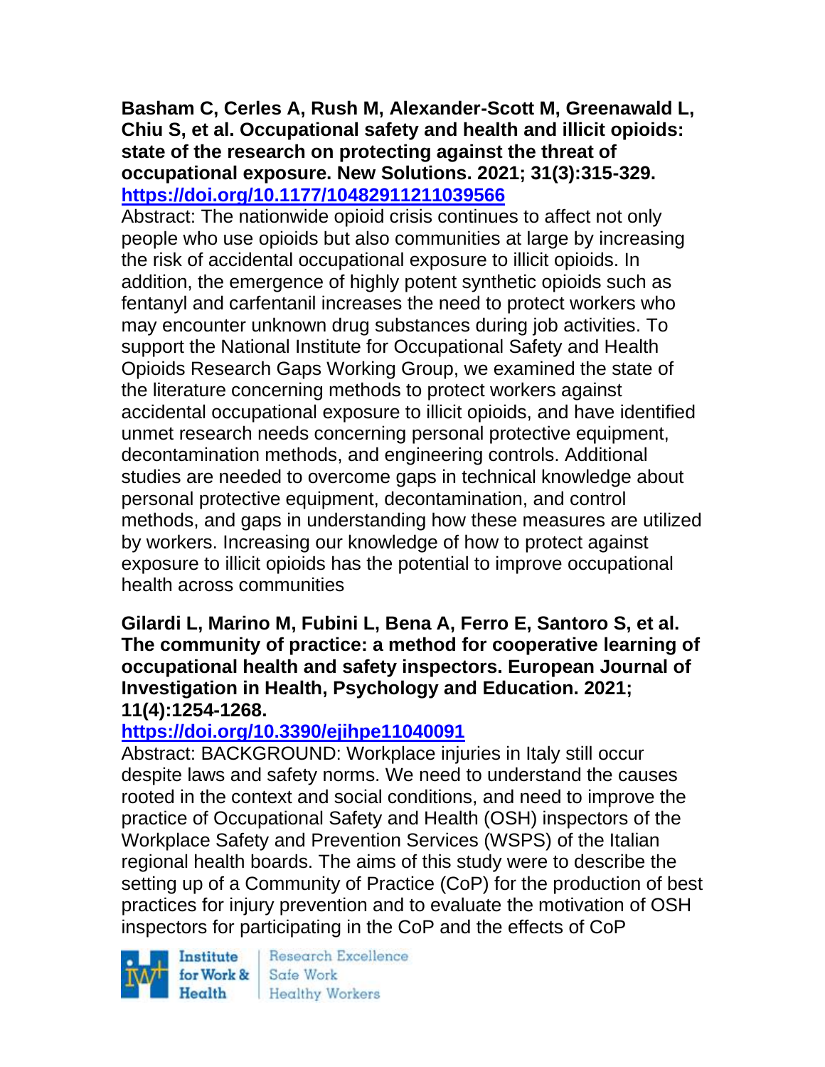**Basham C, Cerles A, Rush M, Alexander-Scott M, Greenawald L, Chiu S, et al. Occupational safety and health and illicit opioids: state of the research on protecting against the threat of occupational exposure. New Solutions. 2021; 31(3):315-329. https://doi.org/10.1177/10482911211039566**

Abstract: The nationwide opioid crisis continues to affect not only people who use opioids but also communities at large by increasing the risk of accidental occupational exposure to illicit opioids. In addition, the emergence of highly potent synthetic opioids such as fentanyl and carfentanil increases the need to protect workers who may encounter unknown drug substances during job activities. To support the National Institute for Occupational Safety and Health Opioids Research Gaps Working Group, we examined the state of the literature concerning methods to protect workers against accidental occupational exposure to illicit opioids, and have identified unmet research needs concerning personal protective equipment, decontamination methods, and engineering controls. Additional studies are needed to overcome gaps in technical knowledge about personal protective equipment, decontamination, and control methods, and gaps in understanding how these measures are utilized by workers. Increasing our knowledge of how to protect against exposure to illicit opioids has the potential to improve occupational health across communities

**Gilardi L, Marino M, Fubini L, Bena A, Ferro E, Santoro S, et al. The community of practice: a method for cooperative learning of occupational health and safety inspectors. European Journal of Investigation in Health, Psychology and Education. 2021; 11(4):1254-1268. https://doi.org/10.3390/ejihpe11040091**

Abstract: BACKGROUND: Workplace injuries in Italy still occur despite laws and safety norms. We need to understand the causes rooted in the context and social conditions, and need to improve the practice of Occupational Safety and Health (OSH) inspectors of the Workplace Safety and Prevention Services (WSPS) of the Italian regional health boards. The aims of this study were to describe the setting up of a Community of Practice (CoP) for the production of best practices for injury prevention and to evaluate the motivation of OSH inspectors for participating in the CoP and the effects of CoP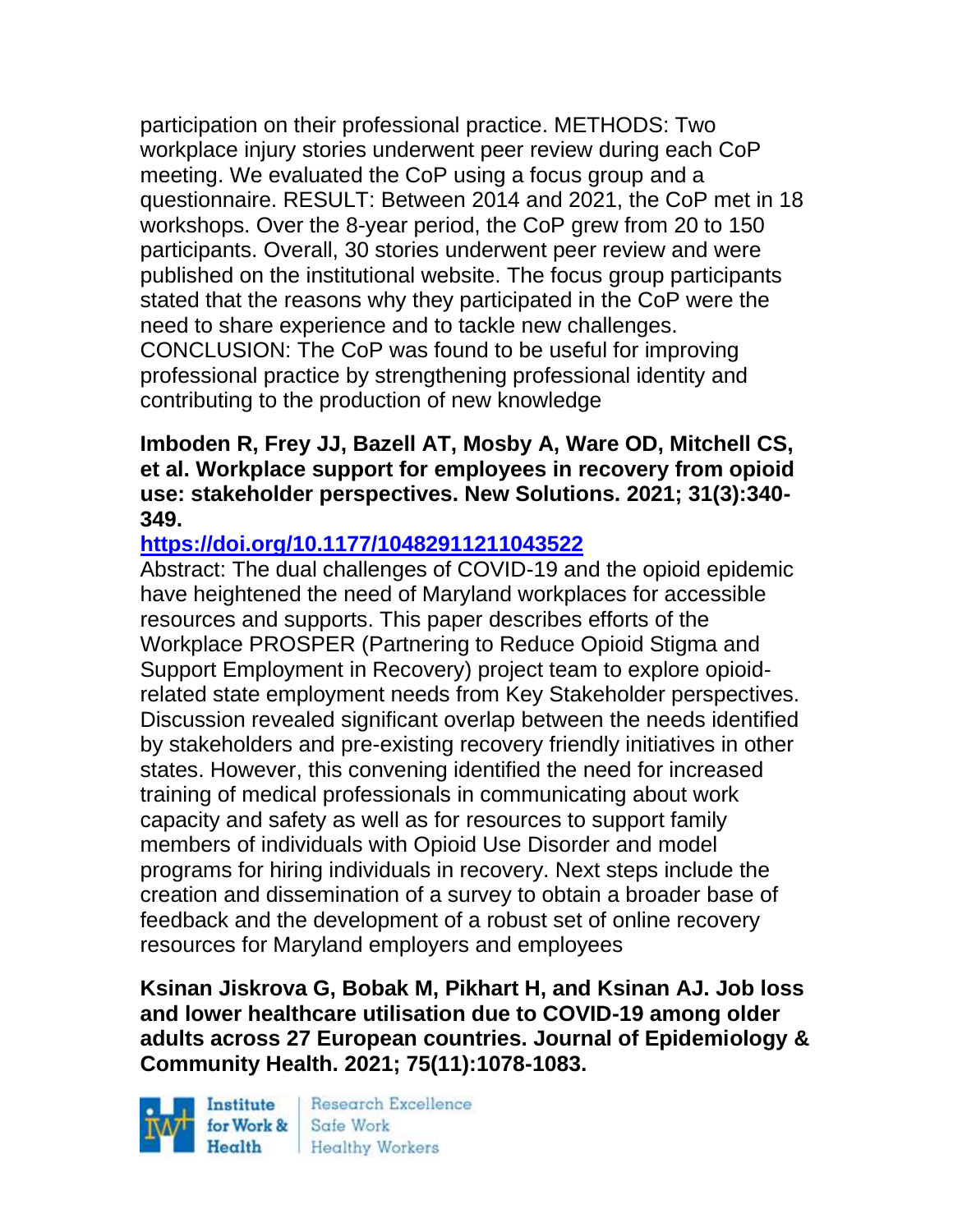participation on their professional practice. METHODS: Two workplace injury stories underwent peer review during each CoP meeting. We evaluated the CoP using a focus group and a questionnaire. RESULT: Between 2014 and 2021, the CoP met in 18 workshops. Over the 8-year period, the CoP grew from 20 to 150 participants. Overall, 30 stories underwent peer review and were published on the institutional website. The focus group participants stated that the reasons why they participated in the CoP were the need to share experience and to tackle new challenges. CONCLUSION: The CoP was found to be useful for improving professional practice by strengthening professional identity and contributing to the production of new knowledge

**Imboden R, Frey JJ, Bazell AT, Mosby A, Ware OD, Mitchell CS, et al. Workplace support for employees in recovery from opioid use: stakeholder perspectives. New Solutions. 2021; 31(3):340-349.**

**https://doi.org/10.1177/10482911211043522**

Abstract: The dual challenges of COVID-19 and the opioid epidemic have heightened the need of Maryland workplaces for accessible resources and supports. This paper describes efforts of the Workplace PROSPER (Partnering to Reduce Opioid Stigma and Support Employment in Recovery) project team to explore opioid-related state employment needs from Key Stakeholder perspectives. Discussion revealed significant overlap between the needs identified by stakeholders and pre-existing recovery friendly initiatives in other states. However, this convening identified the need for increased training of medical professionals in communicating about work capacity and safety as well as for resources to support family members of individuals with Opioid Use Disorder and model programs for hiring individuals in recovery. Next steps include the creation and dissemination of a survey to obtain a broader base of feedback and the development of a robust set of online recovery resources for Maryland employers and employees

**Ksinan Jiskrova G, Bobak M, Pikhart H, and Ksinan AJ. Job loss and lower healthcare utilisation due to COVID-19 among older adults across 27 European countries. Journal of Epidemiology & Community Health. 2021; 75(11):1078-1083.**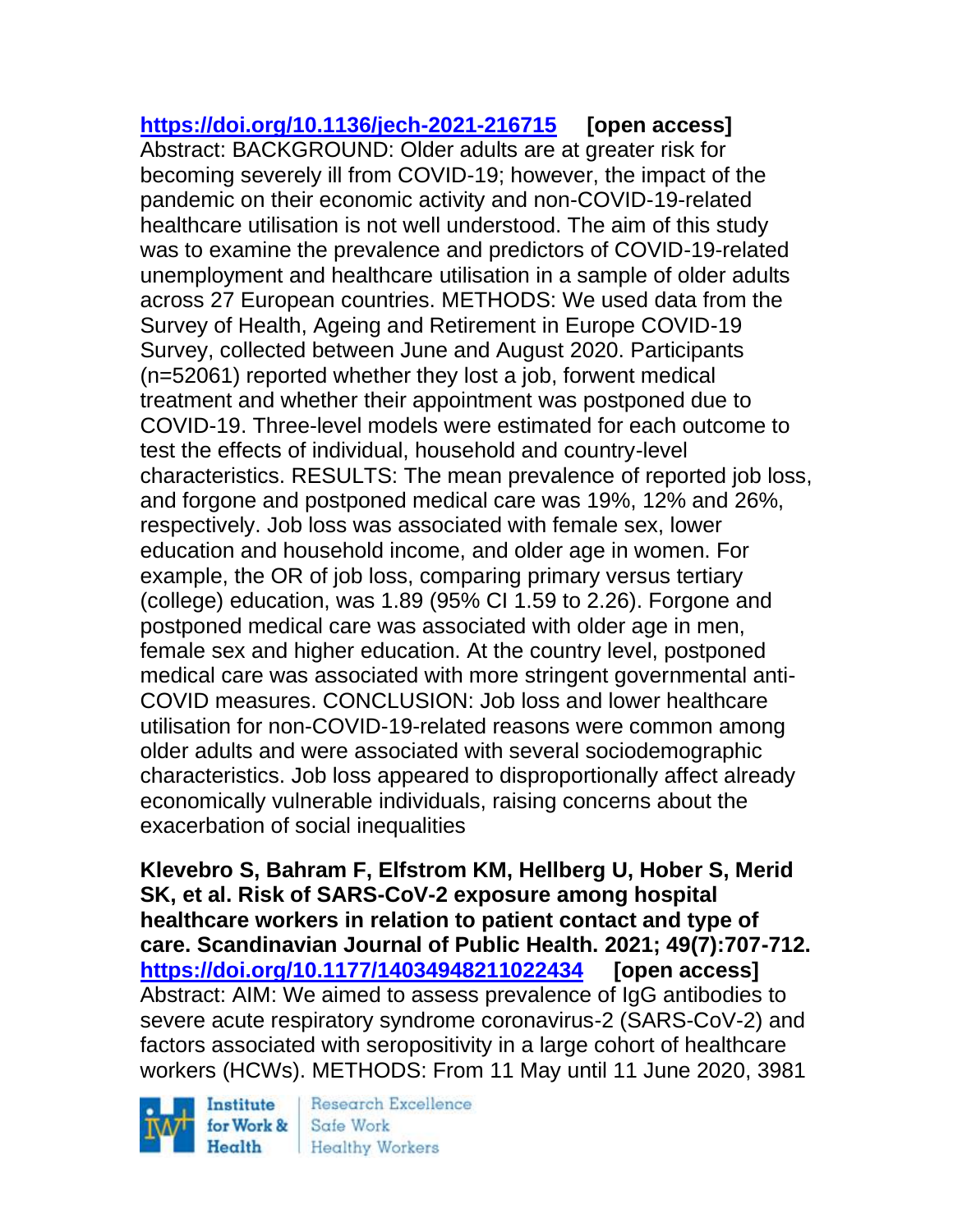https://doi.org/10.1136/jech-2021-216715 **[open access]**
Abstract: BACKGROUND: Older adults are at greater risk for becoming severely ill from COVID-19; however, the impact of the pandemic on their economic activity and non-COVID-19-related healthcare utilisation is not well understood. The aim of this study was to examine the prevalence and predictors of COVID-19-related unemployment and healthcare utilisation in a sample of older adults across 27 European countries. METHODS: We used data from the Survey of Health, Ageing and Retirement in Europe COVID-19 Survey, collected between June and August 2020. Participants (n=52061) reported whether they lost a job, forwent medical treatment and whether their appointment was postponed due to COVID-19. Three-level models were estimated for each outcome to test the effects of individual, household and country-level characteristics. RESULTS: The mean prevalence of reported job loss, and forgone and postponed medical care was 19%, 12% and 26%, respectively. Job loss was associated with female sex, lower education and household income, and older age in women. For example, the OR of job loss, comparing primary versus tertiary (college) education, was 1.89 (95% CI 1.59 to 2.26). Forgone and postponed medical care was associated with older age in men, female sex and higher education. At the country level, postponed medical care was associated with more stringent governmental anti-COVID measures. CONCLUSION: Job loss and lower healthcare utilisation for non-COVID-19-related reasons were common among older adults and were associated with several sociodemographic characteristics. Job loss appeared to disproportionally affect already economically vulnerable individuals, raising concerns about the exacerbation of social inequalities

**Klevebro S, Bahram F, Elfstrom KM, Hellberg U, Hober S, Merid SK, et al. Risk of SARS-CoV-2 exposure among hospital healthcare workers in relation to patient contact and type of care. Scandinavian Journal of Public Health. 2021; 49(7):707-712.** https://doi.org/10.1177/14034948211022434 **[open access]**
Abstract: AIM: We aimed to assess prevalence of IgG antibodies to severe acute respiratory syndrome coronavirus-2 (SARS-CoV-2) and factors associated with seropositivity in a large cohort of healthcare workers (HCWs). METHODS: From 11 May until 11 June 2020, 3981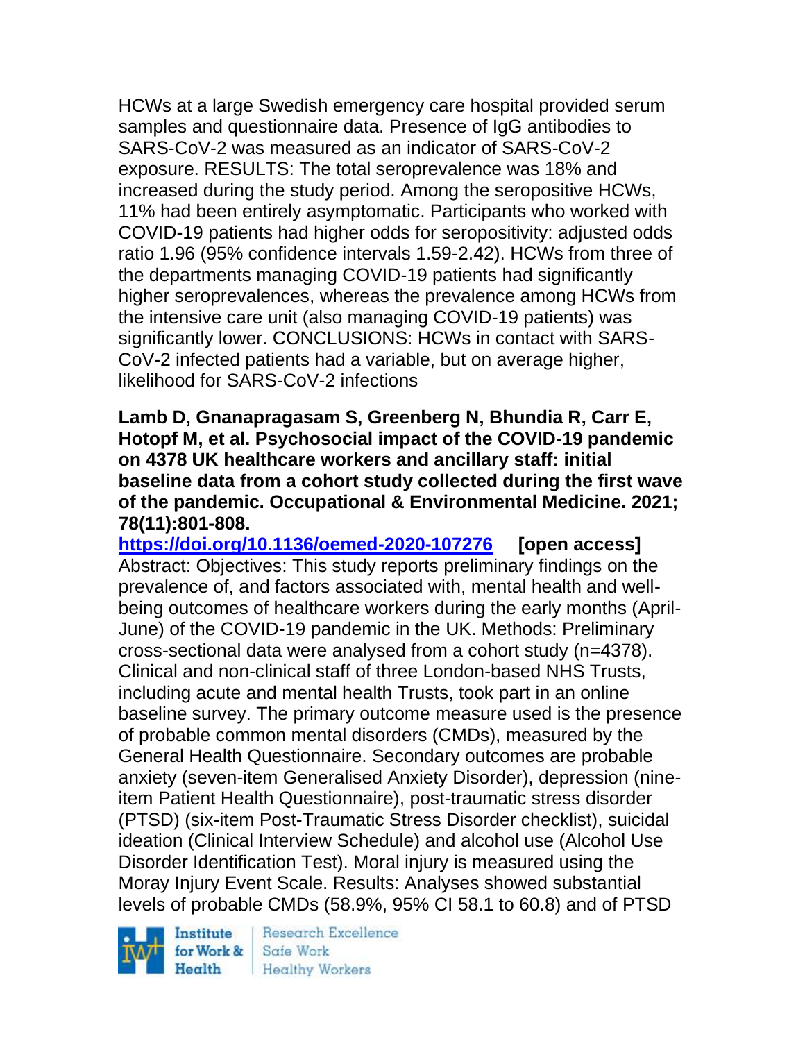HCWs at a large Swedish emergency care hospital provided serum samples and questionnaire data. Presence of IgG antibodies to SARS-CoV-2 was measured as an indicator of SARS-CoV-2 exposure. RESULTS: The total seroprevalence was 18% and increased during the study period. Among the seropositive HCWs, 11% had been entirely asymptomatic. Participants who worked with COVID-19 patients had higher odds for seropositivity: adjusted odds ratio 1.96 (95% confidence intervals 1.59-2.42). HCWs from three of the departments managing COVID-19 patients had significantly higher seroprevalences, whereas the prevalence among HCWs from the intensive care unit (also managing COVID-19 patients) was significantly lower. CONCLUSIONS: HCWs in contact with SARS-CoV-2 infected patients had a variable, but on average higher, likelihood for SARS-CoV-2 infections

**Lamb D, Gnanapragasam S, Greenberg N, Bhundia R, Carr E, Hotopf M, et al. Psychosocial impact of the COVID-19 pandemic on 4378 UK healthcare workers and ancillary staff: initial baseline data from a cohort study collected during the first wave of the pandemic. Occupational & Environmental Medicine. 2021; 78(11):801-808.**

**https://doi.org/10.1136/oemed-2020-107276** **[open access]**

Abstract: Objectives: This study reports preliminary findings on the prevalence of, and factors associated with, mental health and well-being outcomes of healthcare workers during the early months (April-June) of the COVID-19 pandemic in the UK. Methods: Preliminary cross-sectional data were analysed from a cohort study (n=4378). Clinical and non-clinical staff of three London-based NHS Trusts, including acute and mental health Trusts, took part in an online baseline survey. The primary outcome measure used is the presence of probable common mental disorders (CMDs), measured by the General Health Questionnaire. Secondary outcomes are probable anxiety (seven-item Generalised Anxiety Disorder), depression (nine-item Patient Health Questionnaire), post-traumatic stress disorder (PTSD) (six-item Post-Traumatic Stress Disorder checklist), suicidal ideation (Clinical Interview Schedule) and alcohol use (Alcohol Use Disorder Identification Test). Moral injury is measured using the Moray Injury Event Scale. Results: Analyses showed substantial levels of probable CMDs (58.9%, 95% CI 58.1 to 60.8) and of PTSD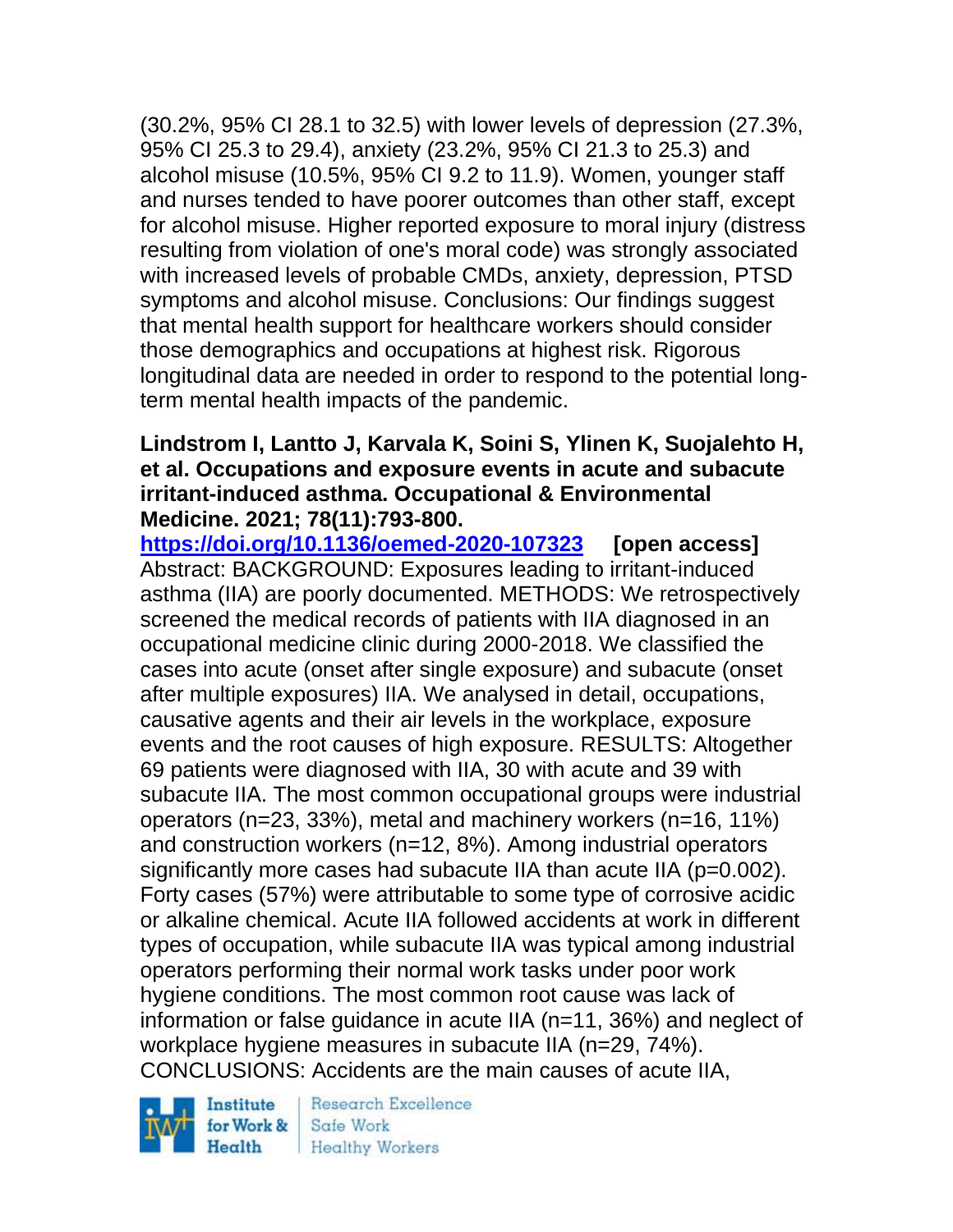(30.2%, 95% CI 28.1 to 32.5) with lower levels of depression (27.3%, 95% CI 25.3 to 29.4), anxiety (23.2%, 95% CI 21.3 to 25.3) and alcohol misuse (10.5%, 95% CI 9.2 to 11.9). Women, younger staff and nurses tended to have poorer outcomes than other staff, except for alcohol misuse. Higher reported exposure to moral injury (distress resulting from violation of one's moral code) was strongly associated with increased levels of probable CMDs, anxiety, depression, PTSD symptoms and alcohol misuse. Conclusions: Our findings suggest that mental health support for healthcare workers should consider those demographics and occupations at highest risk. Rigorous longitudinal data are needed in order to respond to the potential long-term mental health impacts of the pandemic.

**Lindstrom I, Lantto J, Karvala K, Soini S, Ylinen K, Suojalehto H, et al. Occupations and exposure events in acute and subacute irritant-induced asthma. Occupational & Environmental Medicine. 2021; 78(11):793-800.**

**https://doi.org/10.1136/oemed-2020-107323** **[open access]**

Abstract: BACKGROUND: Exposures leading to irritant-induced asthma (IIA) are poorly documented. METHODS: We retrospectively screened the medical records of patients with IIA diagnosed in an occupational medicine clinic during 2000-2018. We classified the cases into acute (onset after single exposure) and subacute (onset after multiple exposures) IIA. We analysed in detail, occupations, causative agents and their air levels in the workplace, exposure events and the root causes of high exposure. RESULTS: Altogether 69 patients were diagnosed with IIA, 30 with acute and 39 with subacute IIA. The most common occupational groups were industrial operators (n=23, 33%), metal and machinery workers (n=16, 11%) and construction workers (n=12, 8%). Among industrial operators significantly more cases had subacute IIA than acute IIA (p=0.002). Forty cases (57%) were attributable to some type of corrosive acidic or alkaline chemical. Acute IIA followed accidents at work in different types of occupation, while subacute IIA was typical among industrial operators performing their normal work tasks under poor work hygiene conditions. The most common root cause was lack of information or false guidance in acute IIA (n=11, 36%) and neglect of workplace hygiene measures in subacute IIA (n=29, 74%). CONCLUSIONS: Accidents are the main causes of acute IIA,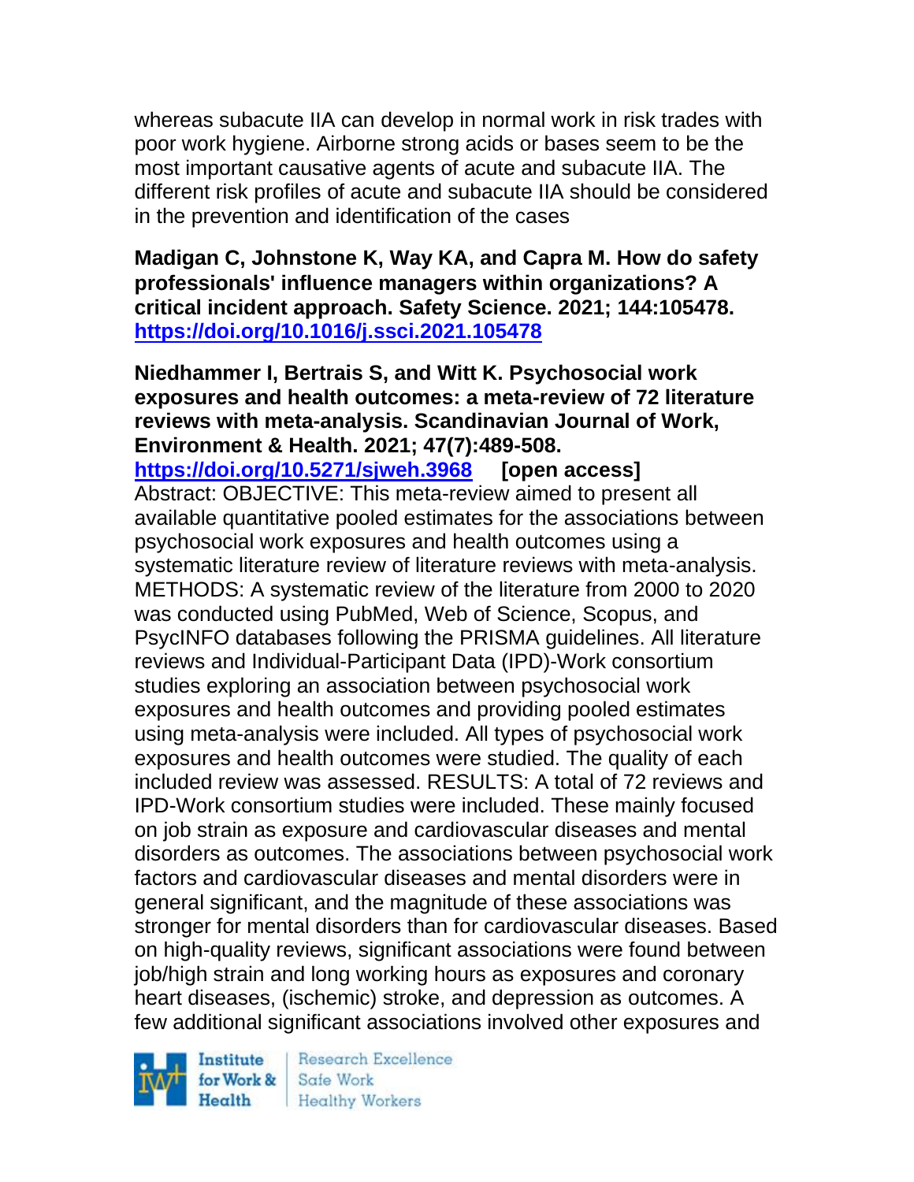whereas subacute IIA can develop in normal work in risk trades with poor work hygiene. Airborne strong acids or bases seem to be the most important causative agents of acute and subacute IIA. The different risk profiles of acute and subacute IIA should be considered in the prevention and identification of the cases

**Madigan C, Johnstone K, Way KA, and Capra M. How do safety professionals' influence managers within organizations? A critical incident approach. Safety Science. 2021; 144:105478. https://doi.org/10.1016/j.ssci.2021.105478**

**Niedhammer I, Bertrais S, and Witt K. Psychosocial work exposures and health outcomes: a meta-review of 72 literature reviews with meta-analysis. Scandinavian Journal of Work, Environment & Health. 2021; 47(7):489-508. https://doi.org/10.5271/sjweh.3968 [open access]**

Abstract: OBJECTIVE: This meta-review aimed to present all available quantitative pooled estimates for the associations between psychosocial work exposures and health outcomes using a systematic literature review of literature reviews with meta-analysis. METHODS: A systematic review of the literature from 2000 to 2020 was conducted using PubMed, Web of Science, Scopus, and PsycINFO databases following the PRISMA guidelines. All literature reviews and Individual-Participant Data (IPD)-Work consortium studies exploring an association between psychosocial work exposures and health outcomes and providing pooled estimates using meta-analysis were included. All types of psychosocial work exposures and health outcomes were studied. The quality of each included review was assessed. RESULTS: A total of 72 reviews and IPD-Work consortium studies were included. These mainly focused on job strain as exposure and cardiovascular diseases and mental disorders as outcomes. The associations between psychosocial work factors and cardiovascular diseases and mental disorders were in general significant, and the magnitude of these associations was stronger for mental disorders than for cardiovascular diseases. Based on high-quality reviews, significant associations were found between job/high strain and long working hours as exposures and coronary heart diseases, (ischemic) stroke, and depression as outcomes. A few additional significant associations involved other exposures and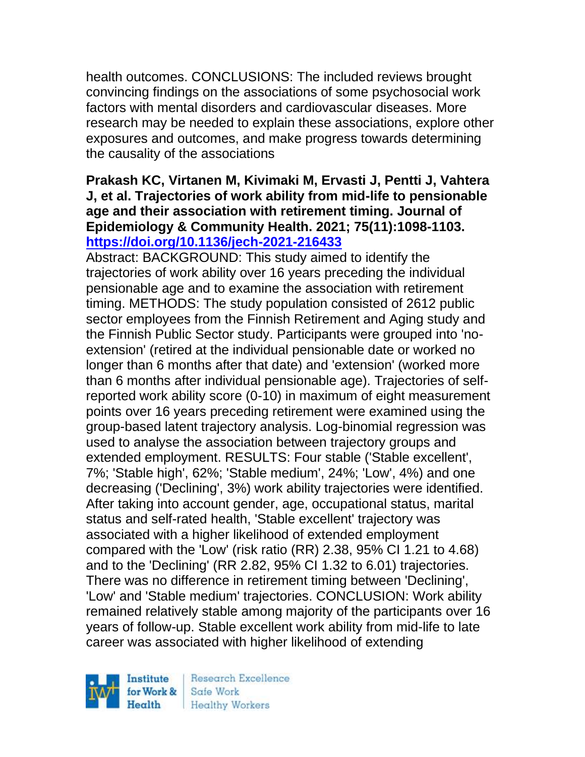health outcomes. CONCLUSIONS: The included reviews brought convincing findings on the associations of some psychosocial work factors with mental disorders and cardiovascular diseases. More research may be needed to explain these associations, explore other exposures and outcomes, and make progress towards determining the causality of the associations

**Prakash KC, Virtanen M, Kivimaki M, Ervasti J, Pentti J, Vahtera J, et al. Trajectories of work ability from mid-life to pensionable age and their association with retirement timing. Journal of Epidemiology & Community Health. 2021; 75(11):1098-1103. https://doi.org/10.1136/jech-2021-216433**

Abstract: BACKGROUND: This study aimed to identify the trajectories of work ability over 16 years preceding the individual pensionable age and to examine the association with retirement timing. METHODS: The study population consisted of 2612 public sector employees from the Finnish Retirement and Aging study and the Finnish Public Sector study. Participants were grouped into 'no-extension' (retired at the individual pensionable date or worked no longer than 6 months after that date) and 'extension' (worked more than 6 months after individual pensionable age). Trajectories of self-reported work ability score (0-10) in maximum of eight measurement points over 16 years preceding retirement were examined using the group-based latent trajectory analysis. Log-binomial regression was used to analyse the association between trajectory groups and extended employment. RESULTS: Four stable ('Stable excellent', 7%; 'Stable high', 62%; 'Stable medium', 24%; 'Low', 4%) and one decreasing ('Declining', 3%) work ability trajectories were identified. After taking into account gender, age, occupational status, marital status and self-rated health, 'Stable excellent' trajectory was associated with a higher likelihood of extended employment compared with the 'Low' (risk ratio (RR) 2.38, 95% CI 1.21 to 4.68) and to the 'Declining' (RR 2.82, 95% CI 1.32 to 6.01) trajectories. There was no difference in retirement timing between 'Declining', 'Low' and 'Stable medium' trajectories. CONCLUSION: Work ability remained relatively stable among majority of the participants over 16 years of follow-up. Stable excellent work ability from mid-life to late career was associated with higher likelihood of extending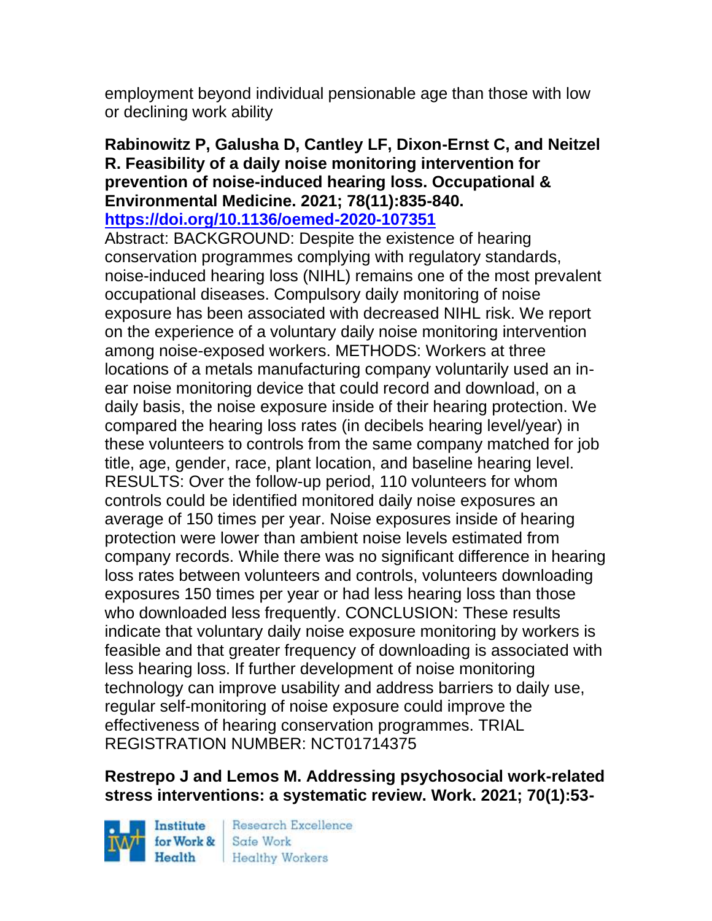employment beyond individual pensionable age than those with low or declining work ability

**Rabinowitz P, Galusha D, Cantley LF, Dixon-Ernst C, and Neitzel R. Feasibility of a daily noise monitoring intervention for prevention of noise-induced hearing loss. Occupational & Environmental Medicine. 2021; 78(11):835-840.**
**https://doi.org/10.1136/oemed-2020-107351**

Abstract: BACKGROUND: Despite the existence of hearing conservation programmes complying with regulatory standards, noise-induced hearing loss (NIHL) remains one of the most prevalent occupational diseases. Compulsory daily monitoring of noise exposure has been associated with decreased NIHL risk. We report on the experience of a voluntary daily noise monitoring intervention among noise-exposed workers. METHODS: Workers at three locations of a metals manufacturing company voluntarily used an in-ear noise monitoring device that could record and download, on a daily basis, the noise exposure inside of their hearing protection. We compared the hearing loss rates (in decibels hearing level/year) in these volunteers to controls from the same company matched for job title, age, gender, race, plant location, and baseline hearing level. RESULTS: Over the follow-up period, 110 volunteers for whom controls could be identified monitored daily noise exposures an average of 150 times per year. Noise exposures inside of hearing protection were lower than ambient noise levels estimated from company records. While there was no significant difference in hearing loss rates between volunteers and controls, volunteers downloading exposures 150 times per year or had less hearing loss than those who downloaded less frequently. CONCLUSION: These results indicate that voluntary daily noise exposure monitoring by workers is feasible and that greater frequency of downloading is associated with less hearing loss. If further development of noise monitoring technology can improve usability and address barriers to daily use, regular self-monitoring of noise exposure could improve the effectiveness of hearing conservation programmes. TRIAL REGISTRATION NUMBER: NCT01714375

**Restrepo J and Lemos M. Addressing psychosocial work-related stress interventions: a systematic review. Work. 2021; 70(1):53-**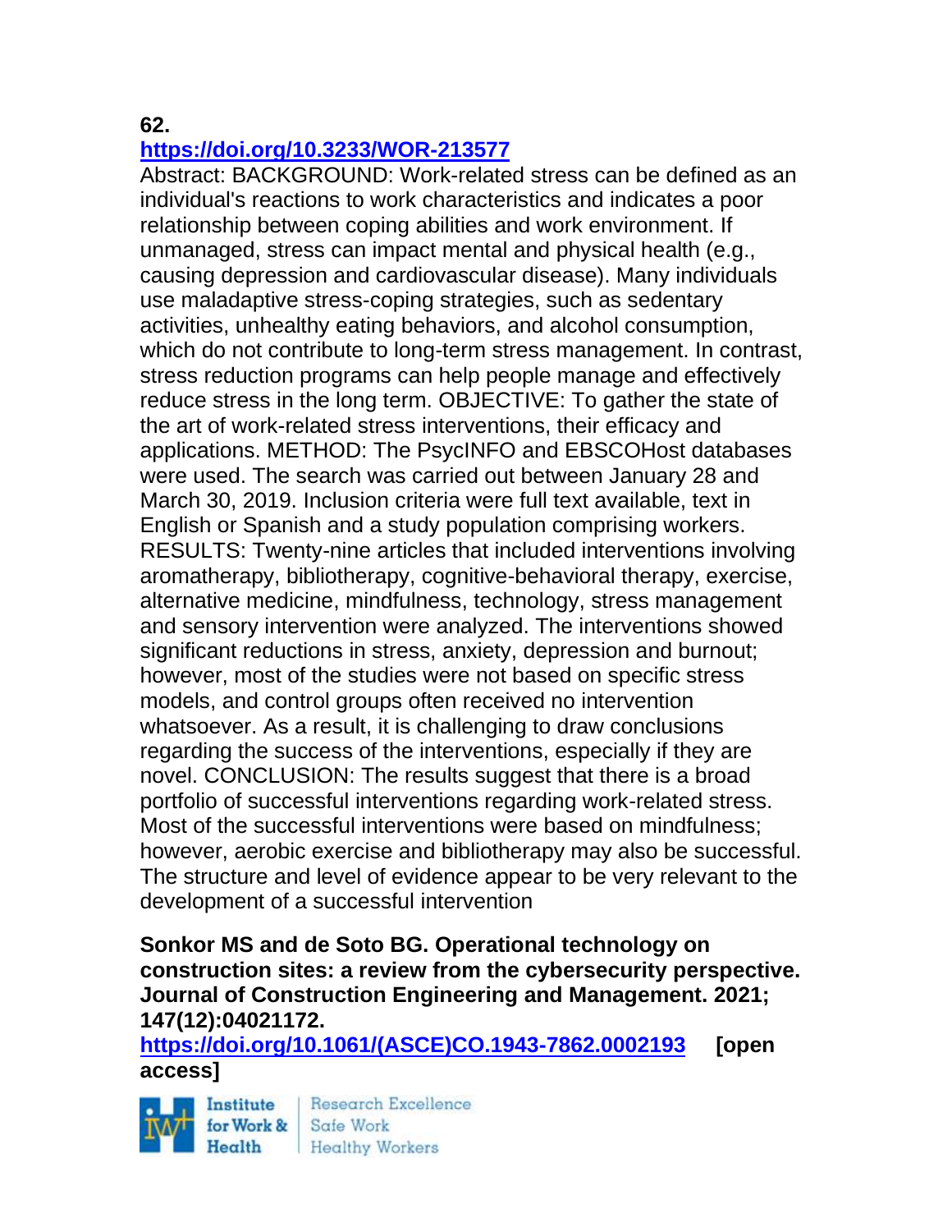**62.**
**https://doi.org/10.3233/WOR-213577**

Abstract: BACKGROUND: Work-related stress can be defined as an individual's reactions to work characteristics and indicates a poor relationship between coping abilities and work environment. If unmanaged, stress can impact mental and physical health (e.g., causing depression and cardiovascular disease). Many individuals use maladaptive stress-coping strategies, such as sedentary activities, unhealthy eating behaviors, and alcohol consumption, which do not contribute to long-term stress management. In contrast, stress reduction programs can help people manage and effectively reduce stress in the long term. OBJECTIVE: To gather the state of the art of work-related stress interventions, their efficacy and applications. METHOD: The PsycINFO and EBSCOHost databases were used. The search was carried out between January 28 and March 30, 2019. Inclusion criteria were full text available, text in English or Spanish and a study population comprising workers. RESULTS: Twenty-nine articles that included interventions involving aromatherapy, bibliotherapy, cognitive-behavioral therapy, exercise, alternative medicine, mindfulness, technology, stress management and sensory intervention were analyzed. The interventions showed significant reductions in stress, anxiety, depression and burnout; however, most of the studies were not based on specific stress models, and control groups often received no intervention whatsoever. As a result, it is challenging to draw conclusions regarding the success of the interventions, especially if they are novel. CONCLUSION: The results suggest that there is a broad portfolio of successful interventions regarding work-related stress. Most of the successful interventions were based on mindfulness; however, aerobic exercise and bibliotherapy may also be successful. The structure and level of evidence appear to be very relevant to the development of a successful intervention

**Sonkor MS and de Soto BG. Operational technology on construction sites: a review from the cybersecurity perspective. Journal of Construction Engineering and Management. 2021; 147(12):04021172.**
**https://doi.org/10.1061/(ASCE)CO.1943-7862.0002193 [open access]**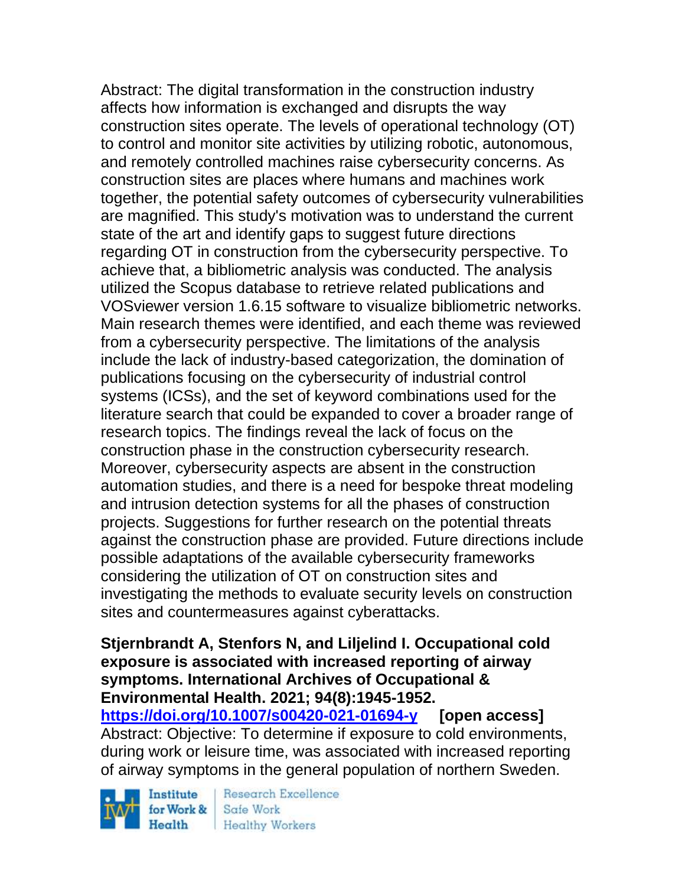Abstract: The digital transformation in the construction industry affects how information is exchanged and disrupts the way construction sites operate. The levels of operational technology (OT) to control and monitor site activities by utilizing robotic, autonomous, and remotely controlled machines raise cybersecurity concerns. As construction sites are places where humans and machines work together, the potential safety outcomes of cybersecurity vulnerabilities are magnified. This study's motivation was to understand the current state of the art and identify gaps to suggest future directions regarding OT in construction from the cybersecurity perspective. To achieve that, a bibliometric analysis was conducted. The analysis utilized the Scopus database to retrieve related publications and VOSviewer version 1.6.15 software to visualize bibliometric networks. Main research themes were identified, and each theme was reviewed from a cybersecurity perspective. The limitations of the analysis include the lack of industry-based categorization, the domination of publications focusing on the cybersecurity of industrial control systems (ICSs), and the set of keyword combinations used for the literature search that could be expanded to cover a broader range of research topics. The findings reveal the lack of focus on the construction phase in the construction cybersecurity research. Moreover, cybersecurity aspects are absent in the construction automation studies, and there is a need for bespoke threat modeling and intrusion detection systems for all the phases of construction projects. Suggestions for further research on the potential threats against the construction phase are provided. Future directions include possible adaptations of the available cybersecurity frameworks considering the utilization of OT on construction sites and investigating the methods to evaluate security levels on construction sites and countermeasures against cyberattacks.

**Stjernbrandt A, Stenfors N, and Liljelind I. Occupational cold exposure is associated with increased reporting of airway symptoms. International Archives of Occupational & Environmental Health. 2021; 94(8):1945-1952.**
**https://doi.org/10.1007/s00420-021-01694-y** **[open access]**
Abstract: Objective: To determine if exposure to cold environments, during work or leisure time, was associated with increased reporting of airway symptoms in the general population of northern Sweden.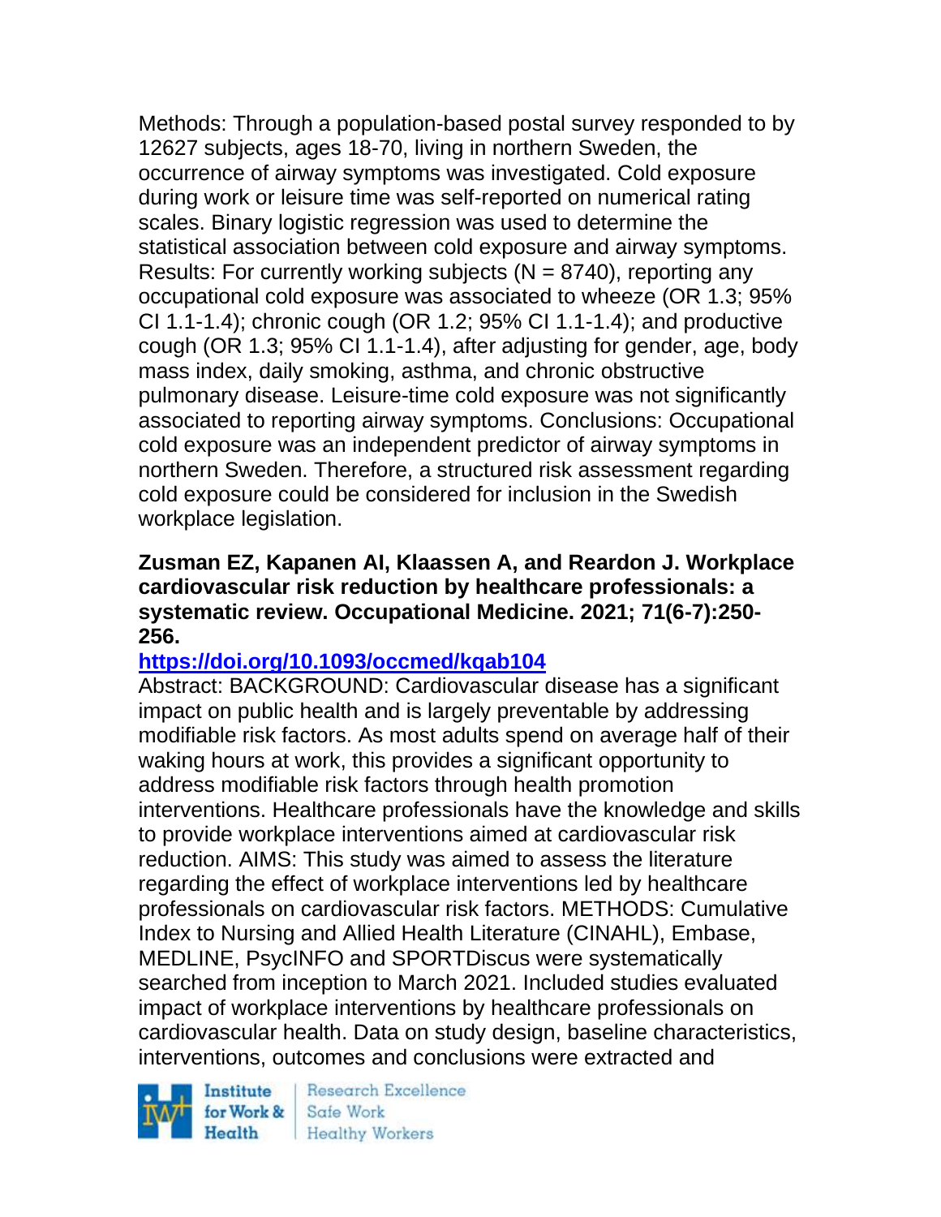Methods: Through a population-based postal survey responded to by 12627 subjects, ages 18-70, living in northern Sweden, the occurrence of airway symptoms was investigated. Cold exposure during work or leisure time was self-reported on numerical rating scales. Binary logistic regression was used to determine the statistical association between cold exposure and airway symptoms. Results: For currently working subjects (N = 8740), reporting any occupational cold exposure was associated to wheeze (OR 1.3; 95% CI 1.1-1.4); chronic cough (OR 1.2; 95% CI 1.1-1.4); and productive cough (OR 1.3; 95% CI 1.1-1.4), after adjusting for gender, age, body mass index, daily smoking, asthma, and chronic obstructive pulmonary disease. Leisure-time cold exposure was not significantly associated to reporting airway symptoms. Conclusions: Occupational cold exposure was an independent predictor of airway symptoms in northern Sweden. Therefore, a structured risk assessment regarding cold exposure could be considered for inclusion in the Swedish workplace legislation.

**Zusman EZ, Kapanen AI, Klaassen A, and Reardon J. Workplace cardiovascular risk reduction by healthcare professionals: a systematic review. Occupational Medicine. 2021; 71(6-7):250-256.**

**https://doi.org/10.1093/occmed/kqab104**

Abstract: BACKGROUND: Cardiovascular disease has a significant impact on public health and is largely preventable by addressing modifiable risk factors. As most adults spend on average half of their waking hours at work, this provides a significant opportunity to address modifiable risk factors through health promotion interventions. Healthcare professionals have the knowledge and skills to provide workplace interventions aimed at cardiovascular risk reduction. AIMS: This study was aimed to assess the literature regarding the effect of workplace interventions led by healthcare professionals on cardiovascular risk factors. METHODS: Cumulative Index to Nursing and Allied Health Literature (CINAHL), Embase, MEDLINE, PsycINFO and SPORTDiscus were systematically searched from inception to March 2021. Included studies evaluated impact of workplace interventions by healthcare professionals on cardiovascular health. Data on study design, baseline characteristics, interventions, outcomes and conclusions were extracted and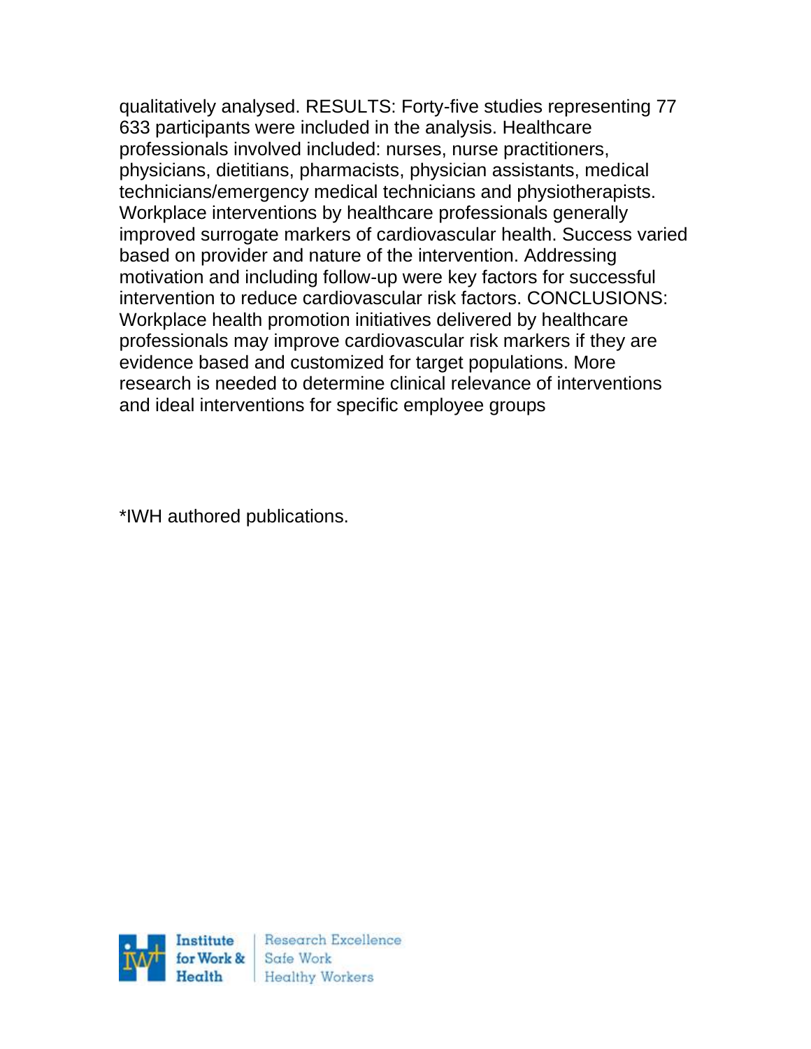qualitatively analysed. RESULTS: Forty-five studies representing 77 633 participants were included in the analysis. Healthcare professionals involved included: nurses, nurse practitioners, physicians, dietitians, pharmacists, physician assistants, medical technicians/emergency medical technicians and physiotherapists. Workplace interventions by healthcare professionals generally improved surrogate markers of cardiovascular health. Success varied based on provider and nature of the intervention. Addressing motivation and including follow-up were key factors for successful intervention to reduce cardiovascular risk factors. CONCLUSIONS: Workplace health promotion initiatives delivered by healthcare professionals may improve cardiovascular risk markers if they are evidence based and customized for target populations. More research is needed to determine clinical relevance of interventions and ideal interventions for specific employee groups

*IWH authored publications.